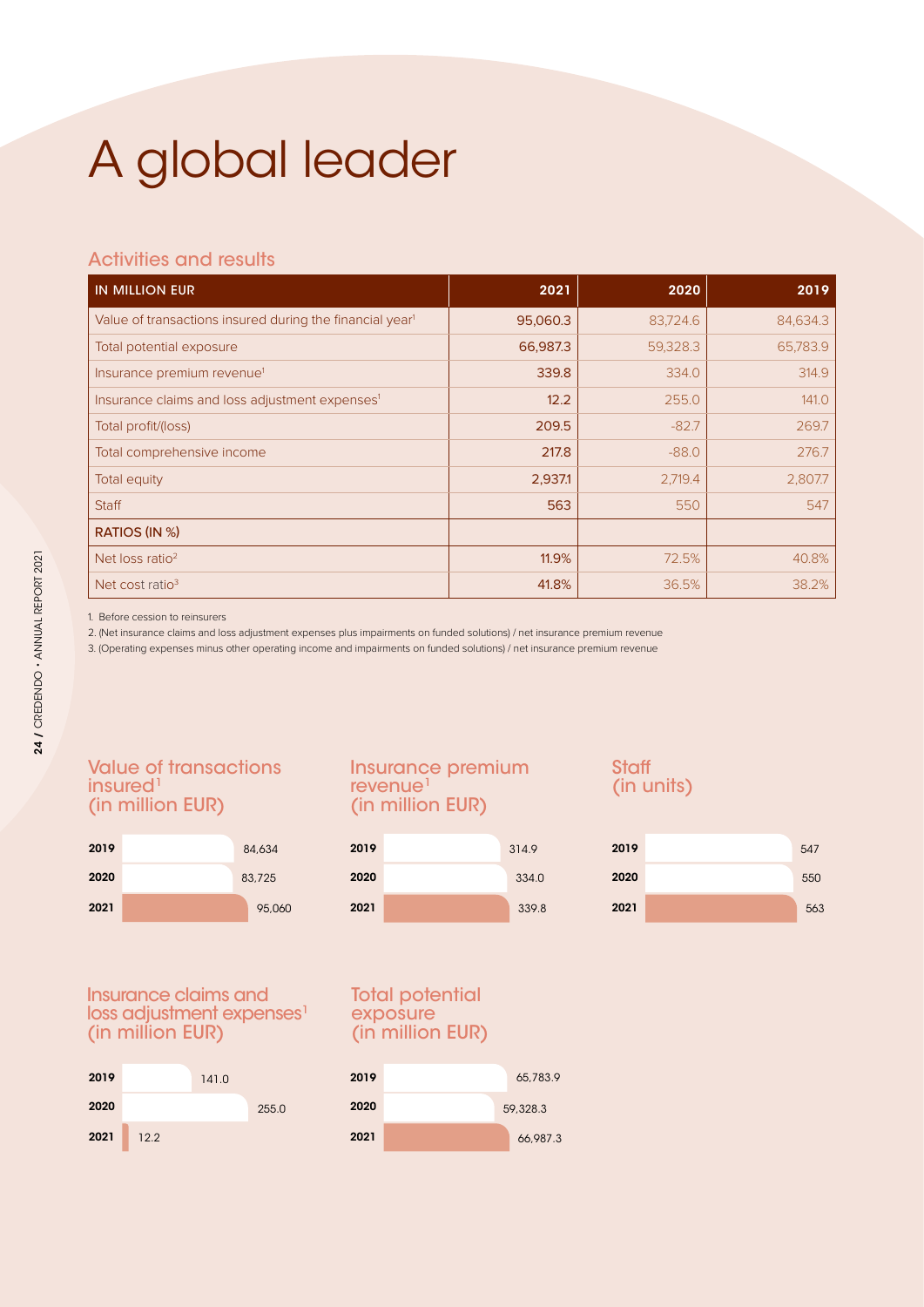# A global leader

## Activities and results

| IN MILLION EUR | 2021 | 2020 | 2019 |
|---|---|---|---|
| Value of transactions insured during the financial year[1] | 95,060.3 | 83,724.6 | 84,634.3 |
| Total potential exposure | 66,987.3 | 59,328.3 | 65,783.9 |
| Insurance premium revenue[1] | 339.8 | 334.0 | 314.9 |
| Insurance claims and loss adjustment expenses[1] | 12.2 | 255.0 | 141.0 |
| Total profit/(loss) | 209.5 | -82.7 | 269.7 |
| Total comprehensive income | 217.8 | -88.0 | 276.7 |
| Total equity | 2,937.1 | 2,719.4 | 2,807.7 |
| Staff | 563 | 550 | 547 |
| **RATIOS (IN %)** | | | |
| Net loss ratio[2] | 11.9% | 72.5% | 40.8% |
| Net cost ratio[3] | 41.8% | 36.5% | 38.2% |

1. Before cession to reinsurers

2. (Net insurance claims and loss adjustment expenses plus impairments on funded solutions) / net insurance premium revenue

3. (Operating expenses minus other operating income and impairments on funded solutions) / net insurance premium revenue

### Value of transactions insured[1] (in million EUR)

| Year | Value |
|---|---|
| 2019 | 84,634 |
| 2020 | 83,725 |
| 2021 | 95,060 |

### Insurance premium revenue[1] (in million EUR)

| Year | Value |
|---|---|
| 2019 | 314.9 |
| 2020 | 334.0 |
| 2021 | 339.8 |

### Staff (in units)

| Year | Value |
|---|---|
| 2019 | 547 |
| 2020 | 550 |
| 2021 | 563 |

### Insurance claims and loss adjustment expenses[1] (in million EUR)

| Year | Value |
|---|---|
| 2019 | 141.0 |
| 2020 | 255.0 |
| 2021 | 12.2 |

### Total potential exposure (in million EUR)

| Year | Value |
|---|---|
| 2019 | 65,783.9 |
| 2020 | 59,328.3 |
| 2021 | 66,987.3 |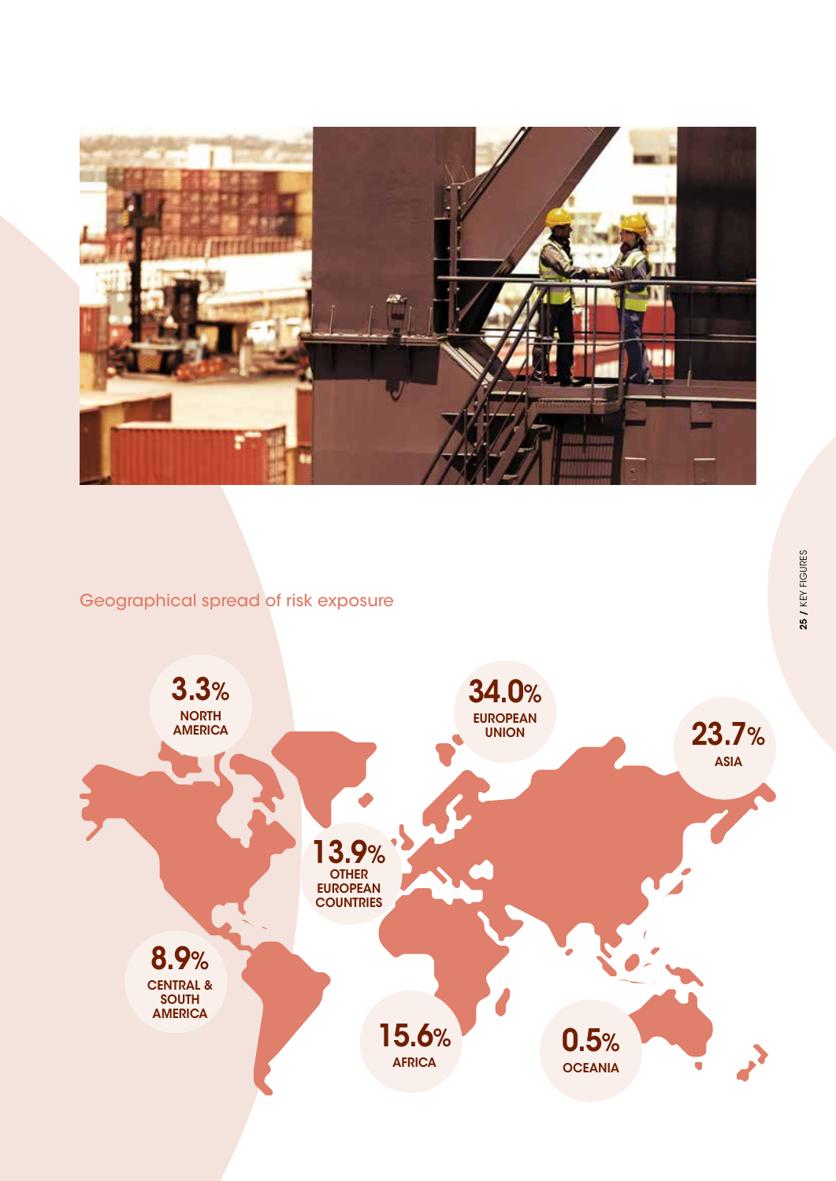Geographical spread of risk exposure

3.3%
NORTH AMERICA

34.0%
EUROPEAN UNION

23.7%
ASIA

13.9%
OTHER EUROPEAN COUNTRIES

8.9%
CENTRAL & SOUTH AMERICA

15.6%
AFRICA

0.5%
OCEANIA